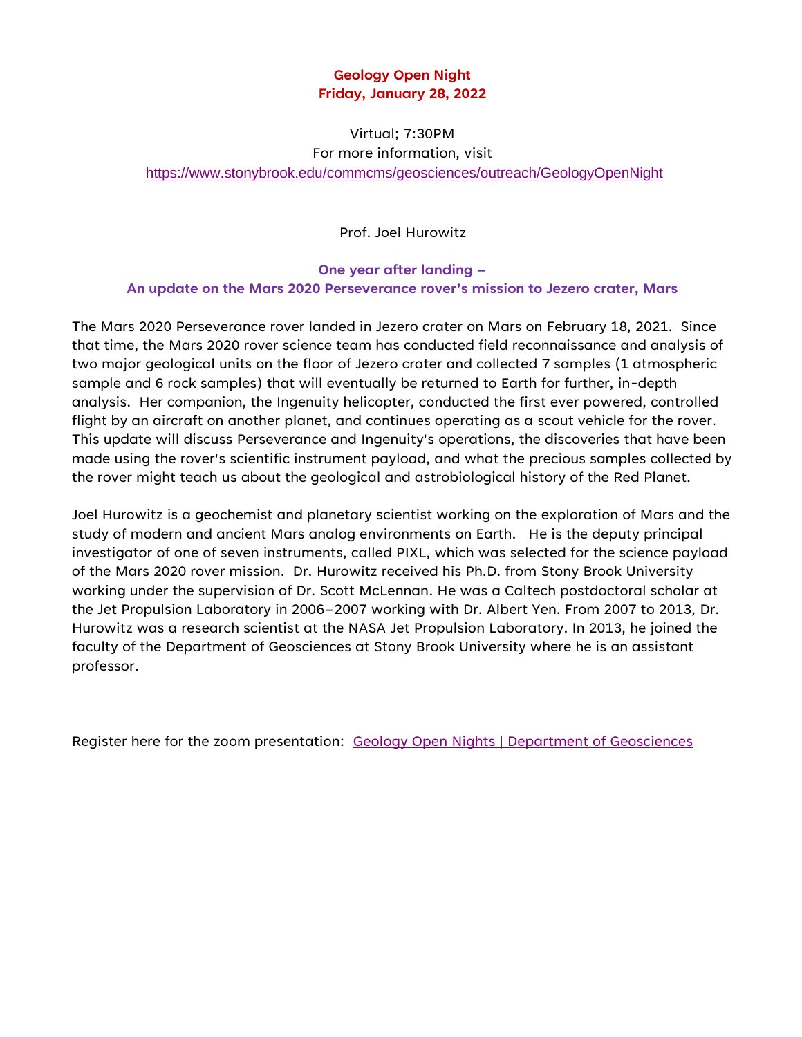# Geology Open Night
# Friday, January 28, 2022

Virtual; 7:30PM
For more information, visit
https://www.stonybrook.edu/commcms/geosciences/outreach/GeologyOpenNight

Prof. Joel Hurowitz

## One year after landing – An update on the Mars 2020 Perseverance rover's mission to Jezero crater, Mars

The Mars 2020 Perseverance rover landed in Jezero crater on Mars on February 18, 2021. Since that time, the Mars 2020 rover science team has conducted field reconnaissance and analysis of two major geological units on the floor of Jezero crater and collected 7 samples (1 atmospheric sample and 6 rock samples) that will eventually be returned to Earth for further, in-depth analysis. Her companion, the Ingenuity helicopter, conducted the first ever powered, controlled flight by an aircraft on another planet, and continues operating as a scout vehicle for the rover. This update will discuss Perseverance and Ingenuity's operations, the discoveries that have been made using the rover's scientific instrument payload, and what the precious samples collected by the rover might teach us about the geological and astrobiological history of the Red Planet.

Joel Hurowitz is a geochemist and planetary scientist working on the exploration of Mars and the study of modern and ancient Mars analog environments on Earth. He is the deputy principal investigator of one of seven instruments, called PIXL, which was selected for the science payload of the Mars 2020 rover mission. Dr. Hurowitz received his Ph.D. from Stony Brook University working under the supervision of Dr. Scott McLennan. He was a Caltech postdoctoral scholar at the Jet Propulsion Laboratory in 2006–2007 working with Dr. Albert Yen. From 2007 to 2013, Dr. Hurowitz was a research scientist at the NASA Jet Propulsion Laboratory. In 2013, he joined the faculty of the Department of Geosciences at Stony Brook University where he is an assistant professor.

Register here for the zoom presentation: [Geology Open Nights | Department of Geosciences](https://www.stonybrook.edu/commcms/geosciences/outreach/GeologyOpenNight)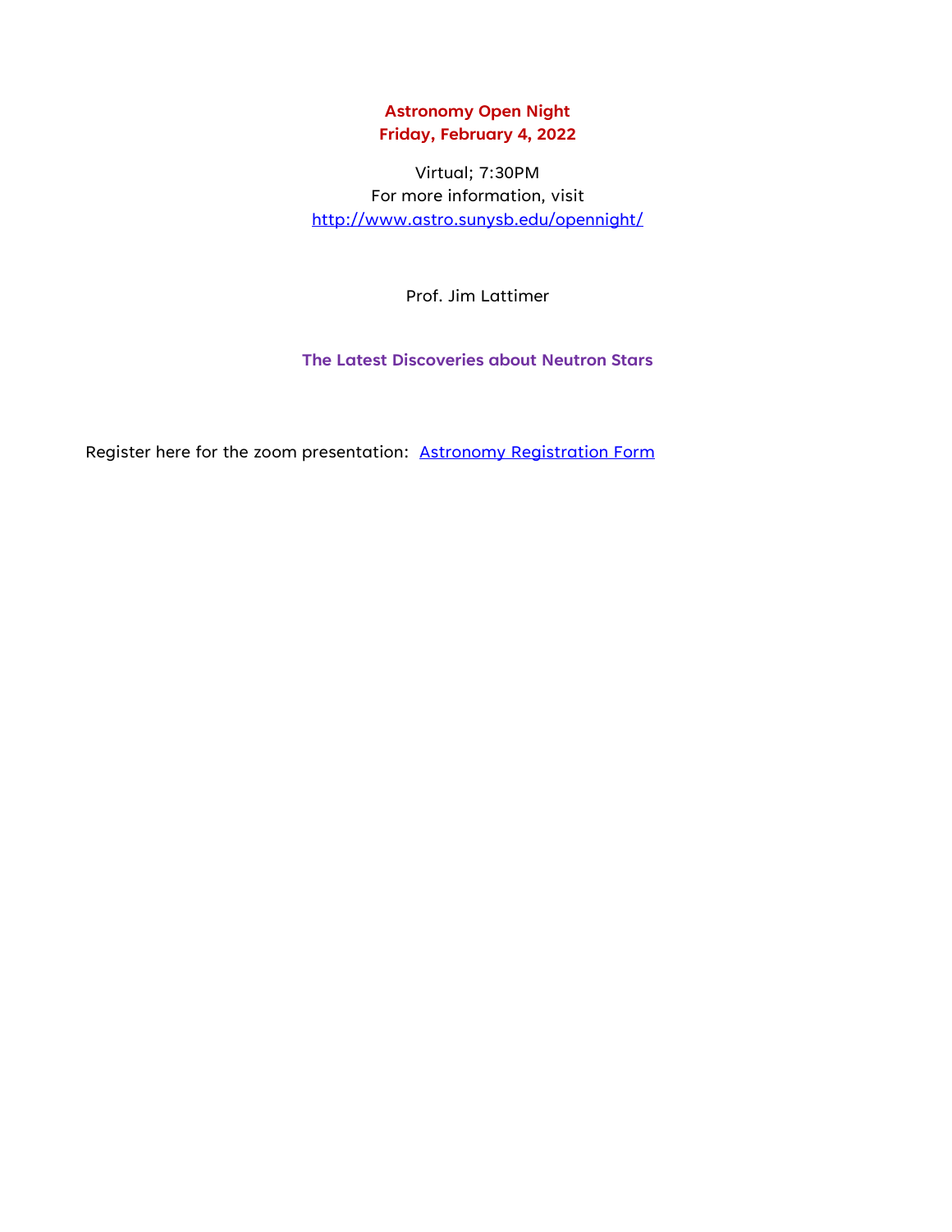**Astronomy Open Night**
**Friday, February 4, 2022**

Virtual; 7:30PM
For more information, visit
[http://www.astro.sunysb.edu/opennight/](http://www.astro.sunysb.edu/opennight/)

Prof. Jim Lattimer

**The Latest Discoveries about Neutron Stars**

Register here for the zoom presentation: Astronomy Registration Form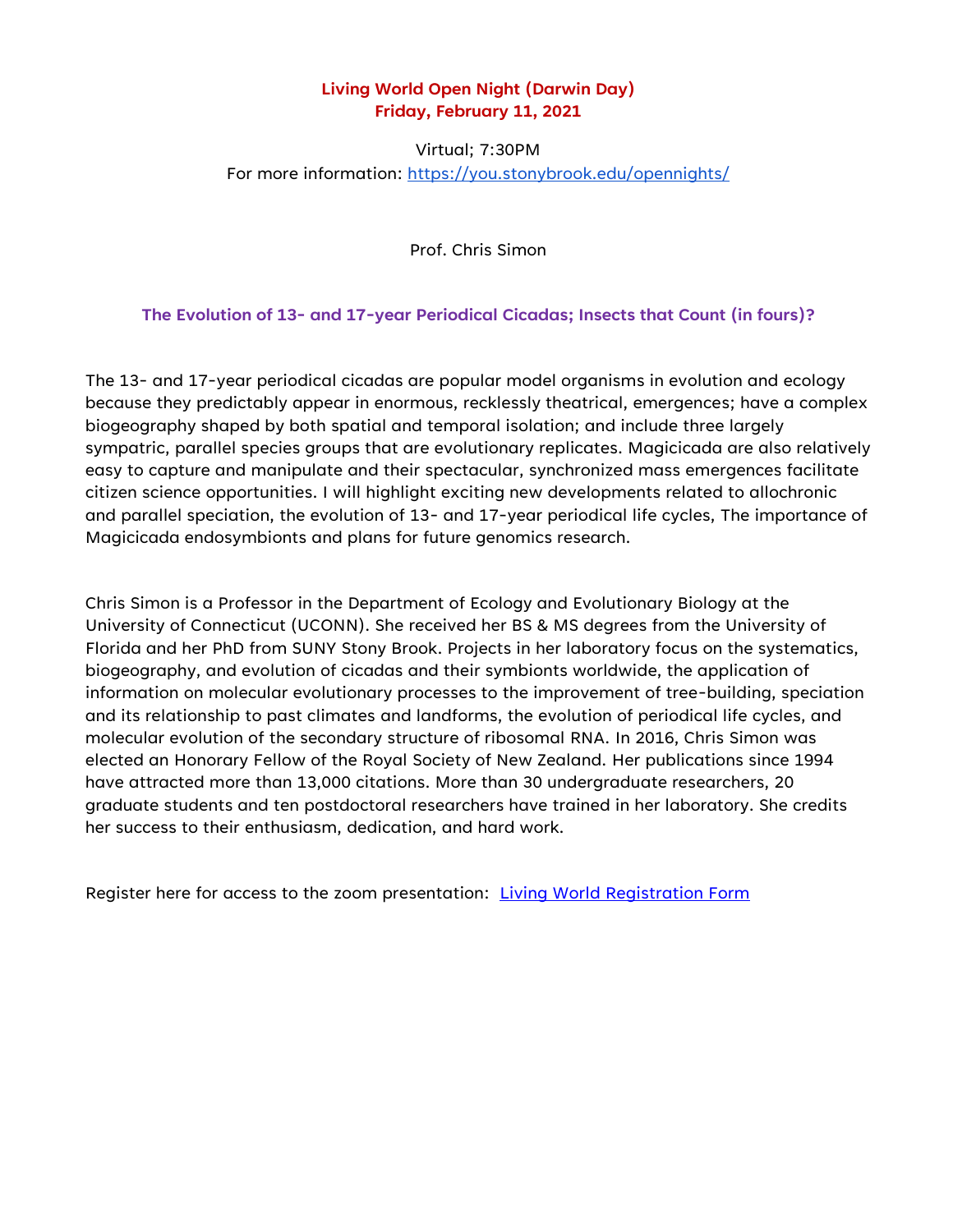**Living World Open Night (Darwin Day)**
**Friday, February 11, 2021**

Virtual; 7:30PM
For more information: [https://you.stonybrook.edu/opennights/](https://you.stonybrook.edu/opennights/)

Prof. Chris Simon

### The Evolution of 13- and 17-year Periodical Cicadas; Insects that Count (in fours)?

The 13- and 17-year periodical cicadas are popular model organisms in evolution and ecology because they predictably appear in enormous, recklessly theatrical, emergences; have a complex biogeography shaped by both spatial and temporal isolation; and include three largely sympatric, parallel species groups that are evolutionary replicates. Magicicada are also relatively easy to capture and manipulate and their spectacular, synchronized mass emergences facilitate citizen science opportunities. I will highlight exciting new developments related to allochronic and parallel speciation, the evolution of 13- and 17-year periodical life cycles, The importance of Magicicada endosymbionts and plans for future genomics research.

Chris Simon is a Professor in the Department of Ecology and Evolutionary Biology at the University of Connecticut (UCONN). She received her BS & MS degrees from the University of Florida and her PhD from SUNY Stony Brook. Projects in her laboratory focus on the systematics, biogeography, and evolution of cicadas and their symbionts worldwide, the application of information on molecular evolutionary processes to the improvement of tree-building, speciation and its relationship to past climates and landforms, the evolution of periodical life cycles, and molecular evolution of the secondary structure of ribosomal RNA. In 2016, Chris Simon was elected an Honorary Fellow of the Royal Society of New Zealand. Her publications since 1994 have attracted more than 13,000 citations. More than 30 undergraduate researchers, 20 graduate students and ten postdoctoral researchers have trained in her laboratory. She credits her success to their enthusiasm, dedication, and hard work.

Register here for access to the zoom presentation: Living World Registration Form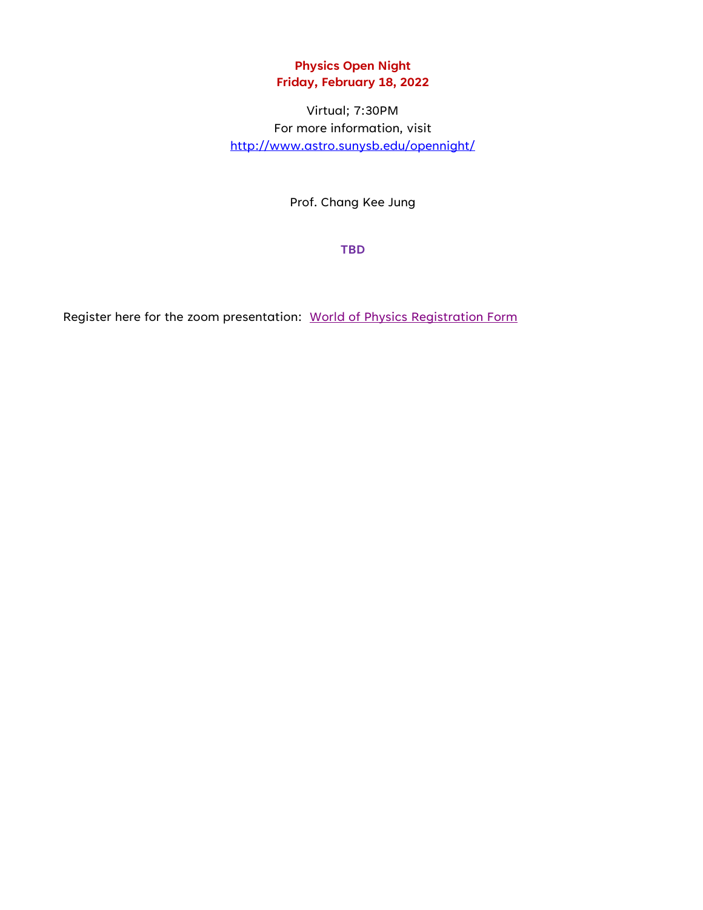**Physics Open Night**
**Friday, February 18, 2022**

Virtual; 7:30PM
For more information, visit
[http://www.astro.sunysb.edu/opennight/](http://www.astro.sunysb.edu/opennight/)

Prof. Chang Kee Jung

**TBD**

Register here for the zoom presentation: [World of Physics Registration Form]()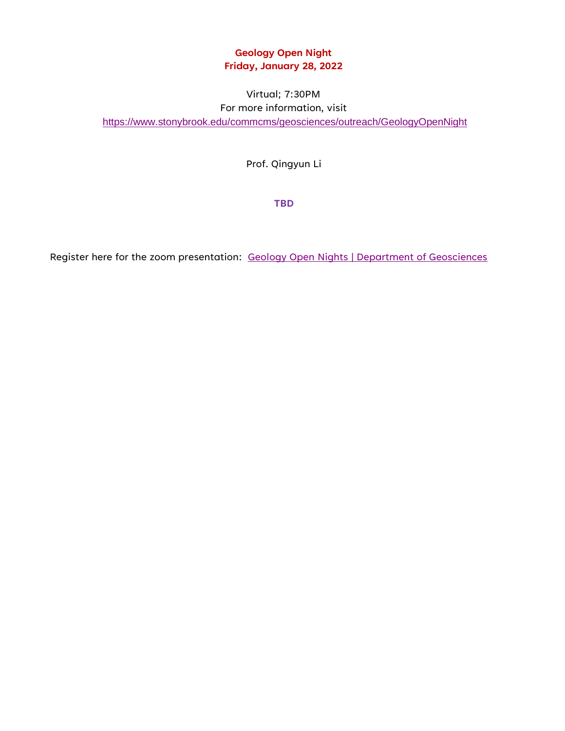**Geology Open Night**
**Friday, January 28, 2022**

Virtual; 7:30PM
For more information, visit
https://www.stonybrook.edu/commcms/geosciences/outreach/GeologyOpenNight

Prof. Qingyun Li

**TBD**

Register here for the zoom presentation: Geology Open Nights | Department of Geosciences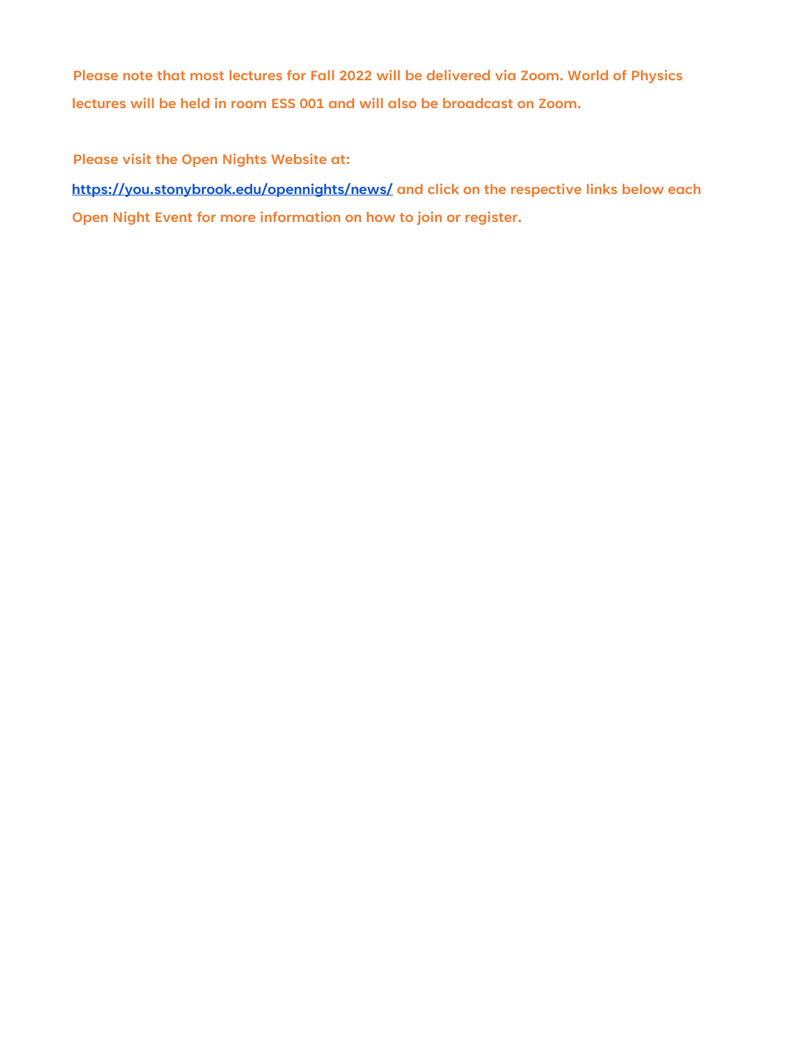**Please note that most lectures for Fall 2022 will be delivered via Zoom. World of Physics lectures will be held in room ESS 001 and will also be broadcast on Zoom.**

**Please visit the Open Nights Website at:**

**https://you.stonybrook.edu/opennights/news/ and click on the respective links below each Open Night Event for more information on how to join or register.**